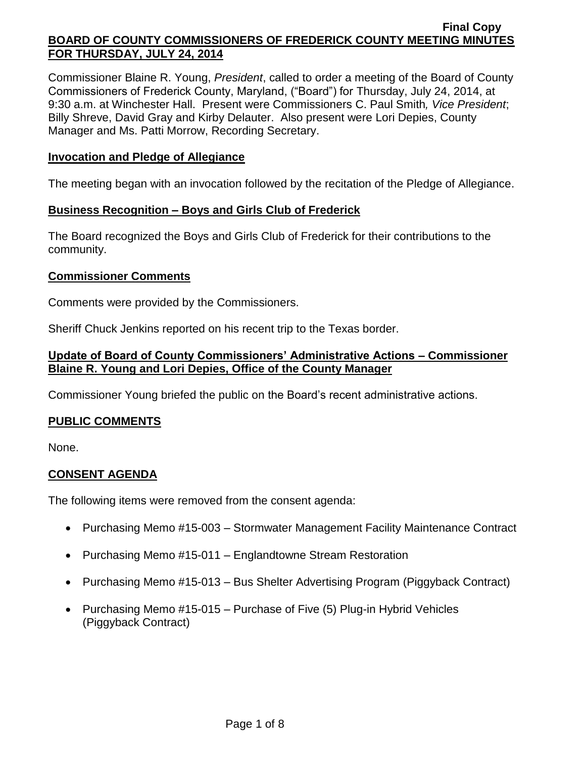Final Copy

**BOARD OF COUNTY COMMISSIONERS OF FREDERICK COUNTY MEETING MINUTES FOR THURSDAY, JULY 24, 2014**

Commissioner Blaine R. Young, *President*, called to order a meeting of the Board of County Commissioners of Frederick County, Maryland, ("Board") for Thursday, July 24, 2014, at 9:30 a.m. at Winchester Hall. Present were Commissioners C. Paul Smith*, Vice President*; Billy Shreve, David Gray and Kirby Delauter. Also present were Lori Depies, County Manager and Ms. Patti Morrow, Recording Secretary.

**Invocation and Pledge of Allegiance**

The meeting began with an invocation followed by the recitation of the Pledge of Allegiance.

**Business Recognition – Boys and Girls Club of Frederick**

The Board recognized the Boys and Girls Club of Frederick for their contributions to the community.

**Commissioner Comments**

Comments were provided by the Commissioners.

Sheriff Chuck Jenkins reported on his recent trip to the Texas border.

**Update of Board of County Commissioners' Administrative Actions – Commissioner Blaine R. Young and Lori Depies, Office of the County Manager**

Commissioner Young briefed the public on the Board's recent administrative actions.

**PUBLIC COMMENTS**

None.

**CONSENT AGENDA**

The following items were removed from the consent agenda:

- Purchasing Memo #15-003 – Stormwater Management Facility Maintenance Contract
- Purchasing Memo #15-011 – Englandtowne Stream Restoration
- Purchasing Memo #15-013 – Bus Shelter Advertising Program (Piggyback Contract)
- Purchasing Memo #15-015 – Purchase of Five (5) Plug-in Hybrid Vehicles (Piggyback Contract)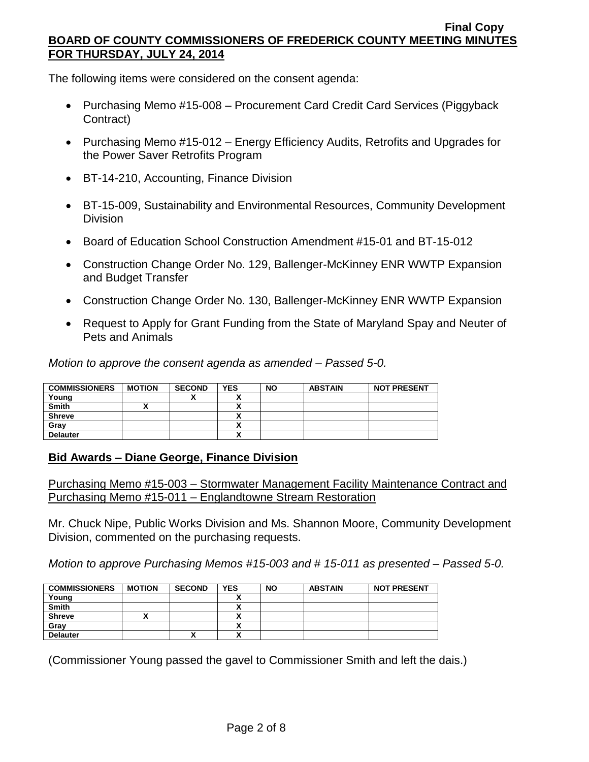The following items were considered on the consent agenda:

- Purchasing Memo #15-008 – Procurement Card Credit Card Services (Piggyback Contract)
- Purchasing Memo #15-012 – Energy Efficiency Audits, Retrofits and Upgrades for the Power Saver Retrofits Program
- BT-14-210, Accounting, Finance Division
- BT-15-009, Sustainability and Environmental Resources, Community Development Division
- Board of Education School Construction Amendment #15-01 and BT-15-012
- Construction Change Order No. 129, Ballenger-McKinney ENR WWTP Expansion and Budget Transfer
- Construction Change Order No. 130, Ballenger-McKinney ENR WWTP Expansion
- Request to Apply for Grant Funding from the State of Maryland Spay and Neuter of Pets and Animals

*Motion to approve the consent agenda as amended – Passed 5-0.*

| COMMISSIONERS | MOTION | SECOND | YES | NO | ABSTAIN | NOT PRESENT |
|---|---|---|---|---|---|---|
| Young | | X | X | | | |
| Smith | X | | X | | | |
| Shreve | | | X | | | |
| Gray | | | X | | | |
| Delauter | | | X | | | |

## Bid Awards – Diane George, Finance Division

Purchasing Memo #15-003 – Stormwater Management Facility Maintenance Contract and Purchasing Memo #15-011 – Englandtowne Stream Restoration

Mr. Chuck Nipe, Public Works Division and Ms. Shannon Moore, Community Development Division, commented on the purchasing requests.

*Motion to approve Purchasing Memos #15-003 and # 15-011 as presented – Passed 5-0.*

| COMMISSIONERS | MOTION | SECOND | YES | NO | ABSTAIN | NOT PRESENT |
|---|---|---|---|---|---|---|
| Young | | | X | | | |
| Smith | | | X | | | |
| Shreve | X | | X | | | |
| Gray | | | X | | | |
| Delauter | | X | X | | | |

(Commissioner Young passed the gavel to Commissioner Smith and left the dais.)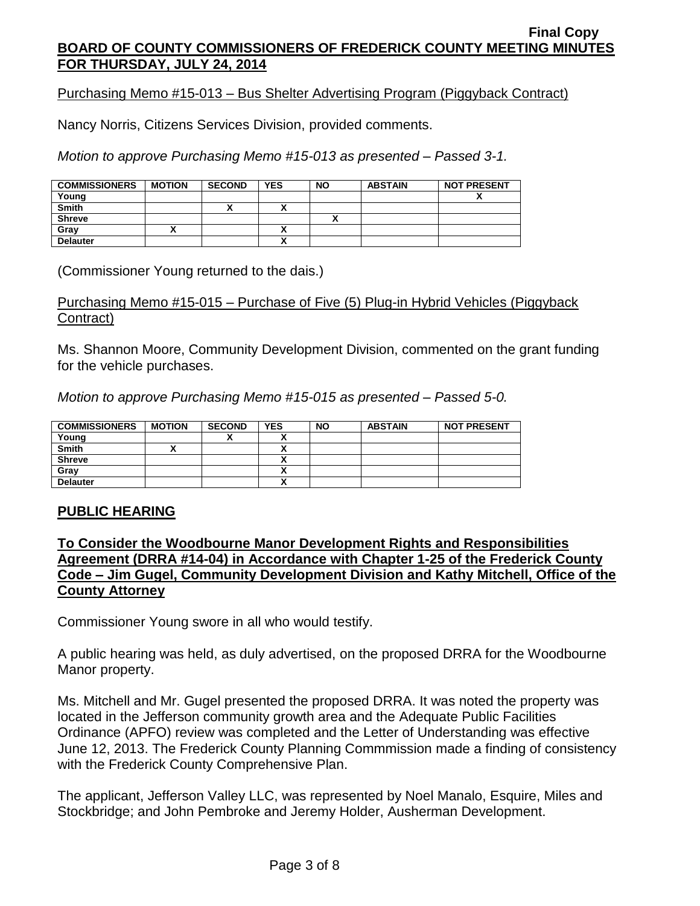Purchasing Memo #15-013 – Bus Shelter Advertising Program (Piggyback Contract)

Nancy Norris, Citizens Services Division, provided comments.

*Motion to approve Purchasing Memo #15-013 as presented – Passed 3-1.*

| COMMISSIONERS | MOTION | SECOND | YES | NO | ABSTAIN | NOT PRESENT |
|---|---|---|---|---|---|---|
| Young | | | | | | X |
| Smith | | X | X | | | |
| Shreve | | | | X | | |
| Gray | X | | X | | | |
| Delauter | | | X | | | |

(Commissioner Young returned to the dais.)

Purchasing Memo #15-015 – Purchase of Five (5) Plug-in Hybrid Vehicles (Piggyback Contract)

Ms. Shannon Moore, Community Development Division, commented on the grant funding for the vehicle purchases.

*Motion to approve Purchasing Memo #15-015 as presented – Passed 5-0.*

| COMMISSIONERS | MOTION | SECOND | YES | NO | ABSTAIN | NOT PRESENT |
|---|---|---|---|---|---|---|
| Young | | X | X | | | |
| Smith | X | | X | | | |
| Shreve | | | X | | | |
| Gray | | | X | | | |
| Delauter | | | X | | | |

## PUBLIC HEARING

### To Consider the Woodbourne Manor Development Rights and Responsibilities Agreement (DRRA #14-04) in Accordance with Chapter 1-25 of the Frederick County Code – Jim Gugel, Community Development Division and Kathy Mitchell, Office of the County Attorney

Commissioner Young swore in all who would testify.

A public hearing was held, as duly advertised, on the proposed DRRA for the Woodbourne Manor property.

Ms. Mitchell and Mr. Gugel presented the proposed DRRA. It was noted the property was located in the Jefferson community growth area and the Adequate Public Facilities Ordinance (APFO) review was completed and the Letter of Understanding was effective June 12, 2013. The Frederick County Planning Commmission made a finding of consistency with the Frederick County Comprehensive Plan.

The applicant, Jefferson Valley LLC, was represented by Noel Manalo, Esquire, Miles and Stockbridge; and John Pembroke and Jeremy Holder, Ausherman Development.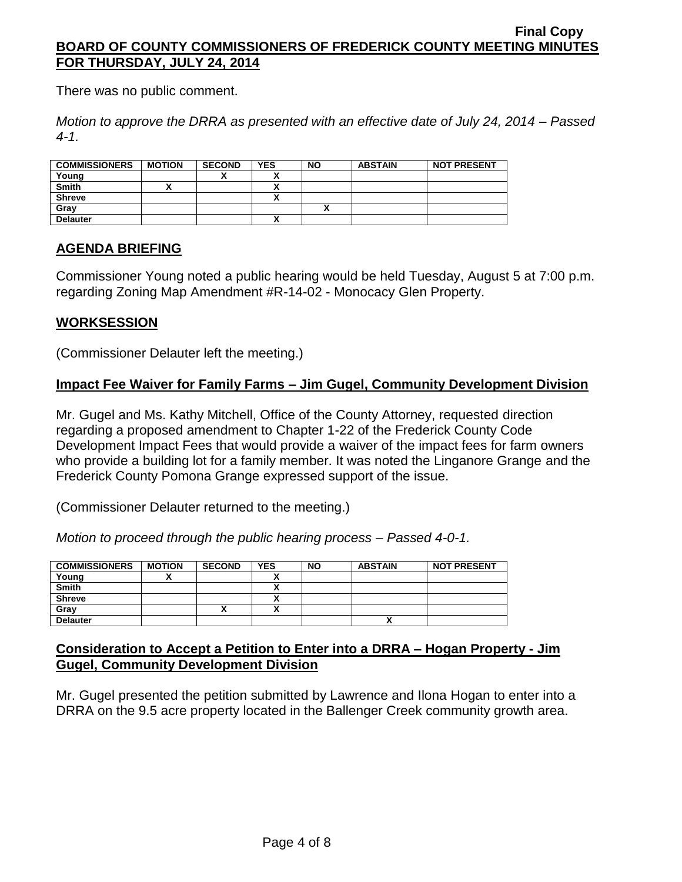There was no public comment.

*Motion to approve the DRRA as presented with an effective date of July 24, 2014 – Passed 4-1.*

| COMMISSIONERS | MOTION | SECOND | YES | NO | ABSTAIN | NOT PRESENT |
|---|---|---|---|---|---|---|
| Young | | X | X | | | |
| Smith | X | | X | | | |
| Shreve | | | X | | | |
| Gray | | | | X | | |
| Delauter | | | X | | | |

## AGENDA BRIEFING

Commissioner Young noted a public hearing would be held Tuesday, August 5 at 7:00 p.m. regarding Zoning Map Amendment #R-14-02 - Monocacy Glen Property.

## WORKSESSION

(Commissioner Delauter left the meeting.)

### Impact Fee Waiver for Family Farms – Jim Gugel, Community Development Division

Mr. Gugel and Ms. Kathy Mitchell, Office of the County Attorney, requested direction regarding a proposed amendment to Chapter 1-22 of the Frederick County Code Development Impact Fees that would provide a waiver of the impact fees for farm owners who provide a building lot for a family member. It was noted the Linganore Grange and the Frederick County Pomona Grange expressed support of the issue.

(Commissioner Delauter returned to the meeting.)

*Motion to proceed through the public hearing process – Passed 4-0-1.*

| COMMISSIONERS | MOTION | SECOND | YES | NO | ABSTAIN | NOT PRESENT |
|---|---|---|---|---|---|---|
| Young | X | | X | | | |
| Smith | | | X | | | |
| Shreve | | | X | | | |
| Gray | | X | X | | | |
| Delauter | | | | | X | |

### Consideration to Accept a Petition to Enter into a DRRA – Hogan Property - Jim Gugel, Community Development Division

Mr. Gugel presented the petition submitted by Lawrence and Ilona Hogan to enter into a DRRA on the 9.5 acre property located in the Ballenger Creek community growth area.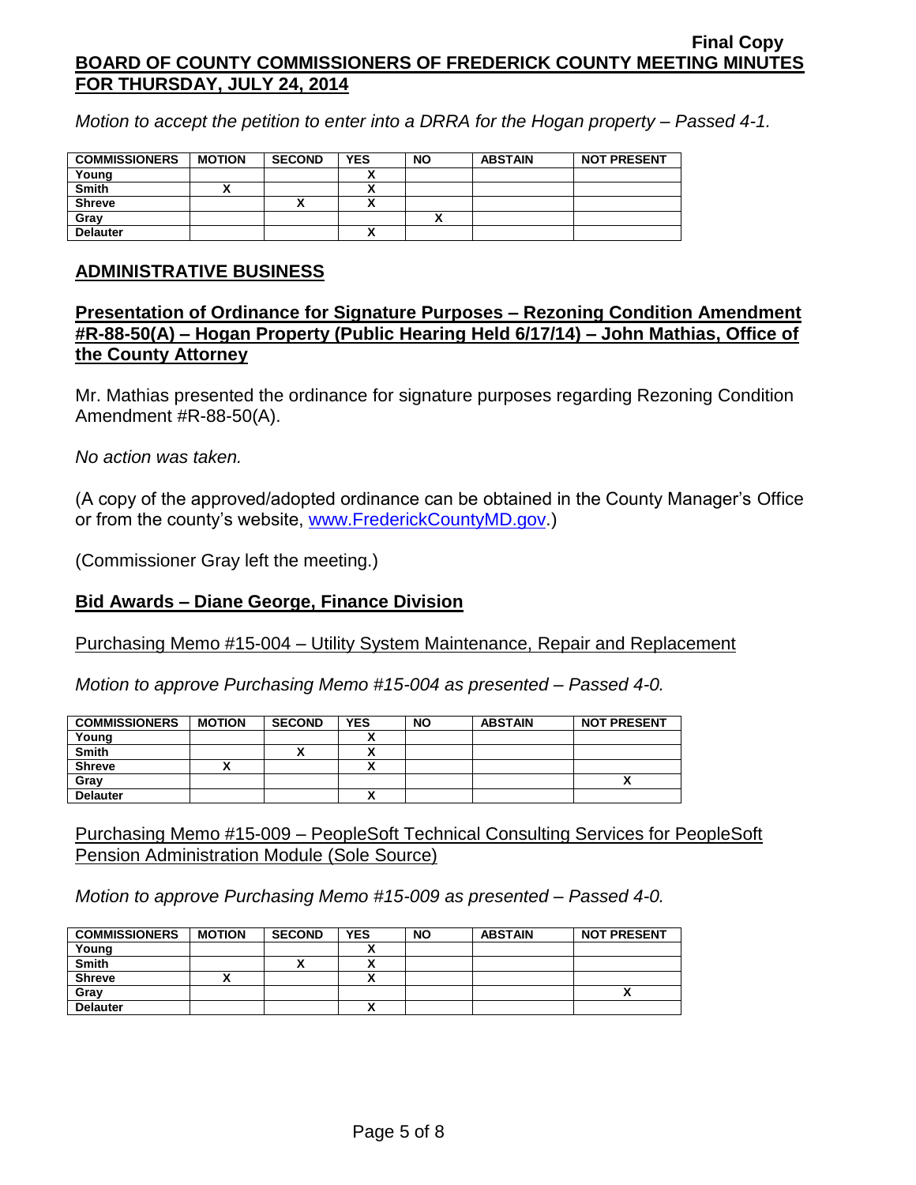*Motion to accept the petition to enter into a DRRA for the Hogan property – Passed 4-1.*

| COMMISSIONERS | MOTION | SECOND | YES | NO | ABSTAIN | NOT PRESENT |
|---|---|---|---|---|---|---|
| Young | | | X | | | |
| Smith | X | | X | | | |
| Shreve | | X | X | | | |
| Gray | | | | X | | |
| Delauter | | | X | | | |

## ADMINISTRATIVE BUSINESS

### Presentation of Ordinance for Signature Purposes – Rezoning Condition Amendment #R-88-50(A) – Hogan Property (Public Hearing Held 6/17/14) – John Mathias, Office of the County Attorney

Mr. Mathias presented the ordinance for signature purposes regarding Rezoning Condition Amendment #R-88-50(A).

*No action was taken.*

(A copy of the approved/adopted ordinance can be obtained in the County Manager's Office or from the county's website, www.FrederickCountyMD.gov.)

(Commissioner Gray left the meeting.)

### Bid Awards – Diane George, Finance Division

Purchasing Memo #15-004 – Utility System Maintenance, Repair and Replacement

*Motion to approve Purchasing Memo #15-004 as presented – Passed 4-0.*

| COMMISSIONERS | MOTION | SECOND | YES | NO | ABSTAIN | NOT PRESENT |
|---|---|---|---|---|---|---|
| Young | | | X | | | |
| Smith | | X | X | | | |
| Shreve | X | | X | | | |
| Gray | | | | | | X |
| Delauter | | | X | | | |

Purchasing Memo #15-009 – PeopleSoft Technical Consulting Services for PeopleSoft Pension Administration Module (Sole Source)

*Motion to approve Purchasing Memo #15-009 as presented – Passed 4-0.*

| COMMISSIONERS | MOTION | SECOND | YES | NO | ABSTAIN | NOT PRESENT |
|---|---|---|---|---|---|---|
| Young | | | X | | | |
| Smith | | X | X | | | |
| Shreve | X | | X | | | |
| Gray | | | | | | X |
| Delauter | | | X | | | |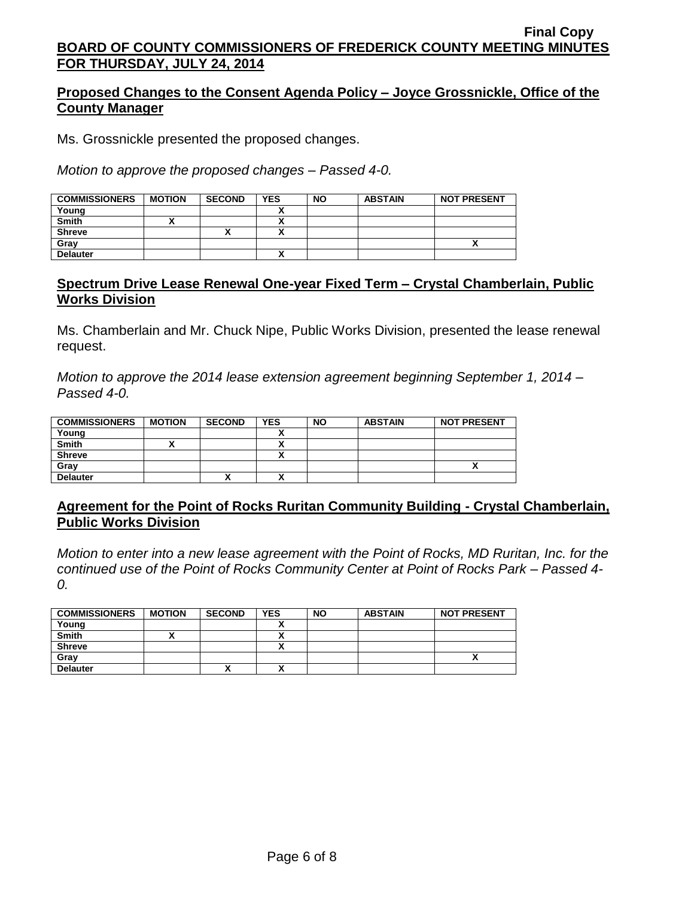**Final Copy**

**BOARD OF COUNTY COMMISSIONERS OF FREDERICK COUNTY MEETING MINUTES FOR THURSDAY, JULY 24, 2014**

## Proposed Changes to the Consent Agenda Policy – Joyce Grossnickle, Office of the County Manager

Ms. Grossnickle presented the proposed changes.

*Motion to approve the proposed changes – Passed 4-0.*

| COMMISSIONERS | MOTION | SECOND | YES | NO | ABSTAIN | NOT PRESENT |
|---|---|---|---|---|---|---|
| Young | | | X | | | |
| Smith | X | | X | | | |
| Shreve | | X | X | | | |
| Gray | | | | | | X |
| Delauter | | | X | | | |

## Spectrum Drive Lease Renewal One-year Fixed Term – Crystal Chamberlain, Public Works Division

Ms. Chamberlain and Mr. Chuck Nipe, Public Works Division, presented the lease renewal request.

*Motion to approve the 2014 lease extension agreement beginning September 1, 2014 – Passed 4-0.*

| COMMISSIONERS | MOTION | SECOND | YES | NO | ABSTAIN | NOT PRESENT |
|---|---|---|---|---|---|---|
| Young | | | X | | | |
| Smith | X | | X | | | |
| Shreve | | | X | | | |
| Gray | | | | | | X |
| Delauter | | X | X | | | |

## Agreement for the Point of Rocks Ruritan Community Building - Crystal Chamberlain, Public Works Division

*Motion to enter into a new lease agreement with the Point of Rocks, MD Ruritan, Inc. for the continued use of the Point of Rocks Community Center at Point of Rocks Park – Passed 4-0.*

| COMMISSIONERS | MOTION | SECOND | YES | NO | ABSTAIN | NOT PRESENT |
|---|---|---|---|---|---|---|
| Young | | | X | | | |
| Smith | X | | X | | | |
| Shreve | | | X | | | |
| Gray | | | | | | X |
| Delauter | | X | X | | | |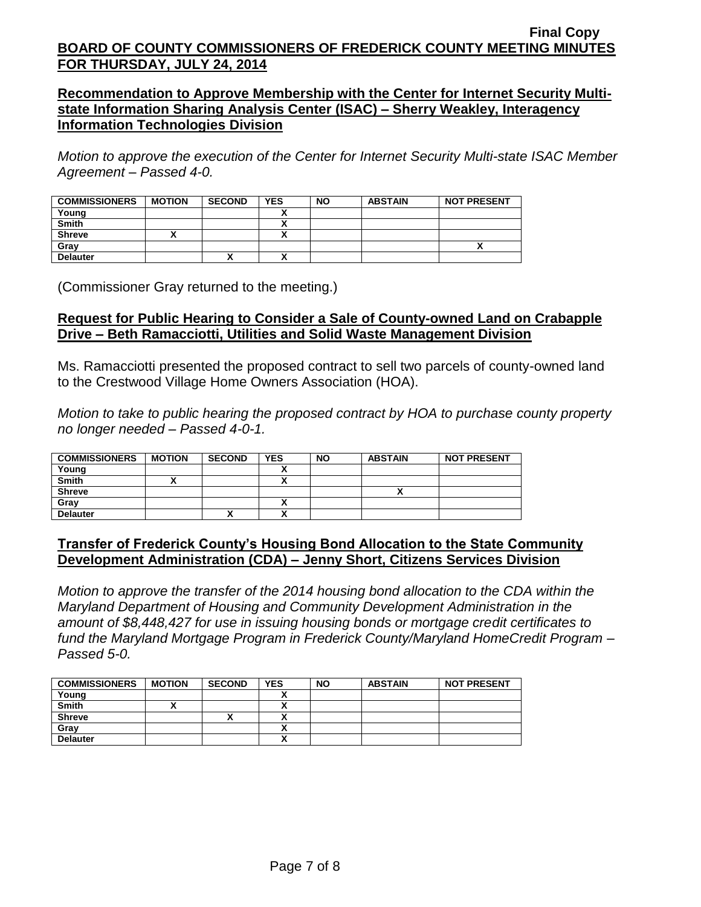**Final Copy**

**BOARD OF COUNTY COMMISSIONERS OF FREDERICK COUNTY MEETING MINUTES FOR THURSDAY, JULY 24, 2014**

**Recommendation to Approve Membership with the Center for Internet Security Multi-state Information Sharing Analysis Center (ISAC) – Sherry Weakley, Interagency Information Technologies Division**

*Motion to approve the execution of the Center for Internet Security Multi-state ISAC Member Agreement – Passed 4-0.*

| COMMISSIONERS | MOTION | SECOND | YES | NO | ABSTAIN | NOT PRESENT |
|---|---|---|---|---|---|---|
| Young | | | X | | | |
| Smith | | | X | | | |
| Shreve | X | | X | | | |
| Gray | | | | | | X |
| Delauter | | X | X | | | |

(Commissioner Gray returned to the meeting.)

**Request for Public Hearing to Consider a Sale of County-owned Land on Crabapple Drive – Beth Ramacciotti, Utilities and Solid Waste Management Division**

Ms. Ramacciotti presented the proposed contract to sell two parcels of county-owned land to the Crestwood Village Home Owners Association (HOA).

*Motion to take to public hearing the proposed contract by HOA to purchase county property no longer needed – Passed 4-0-1.*

| COMMISSIONERS | MOTION | SECOND | YES | NO | ABSTAIN | NOT PRESENT |
|---|---|---|---|---|---|---|
| Young | | | X | | | |
| Smith | X | | X | | | |
| Shreve | | | | | X | |
| Gray | | | X | | | |
| Delauter | | X | X | | | |

**Transfer of Frederick County's Housing Bond Allocation to the State Community Development Administration (CDA) – Jenny Short, Citizens Services Division**

*Motion to approve the transfer of the 2014 housing bond allocation to the CDA within the Maryland Department of Housing and Community Development Administration in the amount of $8,448,427 for use in issuing housing bonds or mortgage credit certificates to fund the Maryland Mortgage Program in Frederick County/Maryland HomeCredit Program – Passed 5-0.*

| COMMISSIONERS | MOTION | SECOND | YES | NO | ABSTAIN | NOT PRESENT |
|---|---|---|---|---|---|---|
| Young | | | X | | | |
| Smith | X | | X | | | |
| Shreve | | X | X | | | |
| Gray | | | X | | | |
| Delauter | | | X | | | |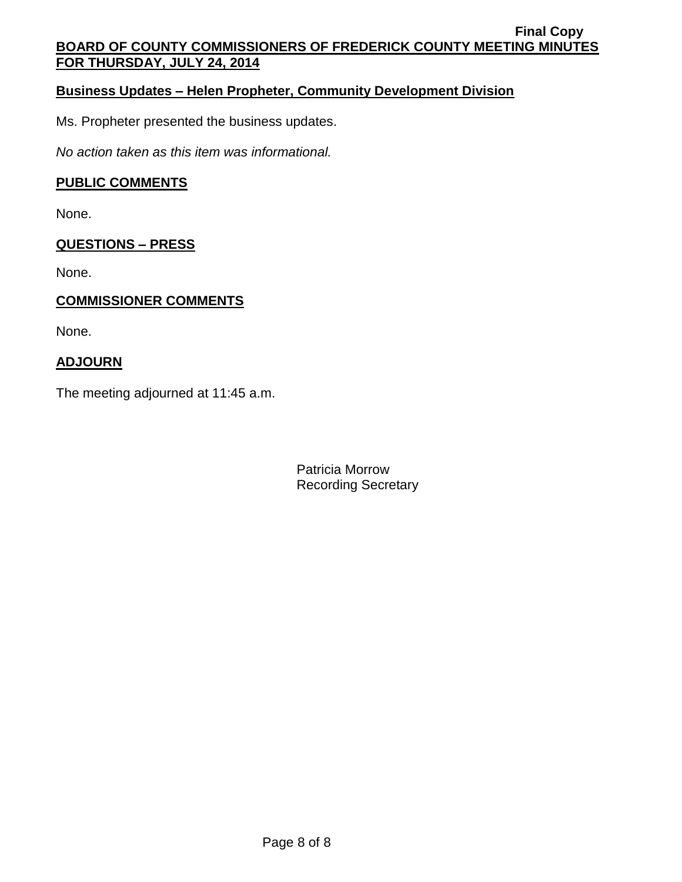**Business Updates – Helen Propheter, Community Development Division**

Ms. Propheter presented the business updates.

*No action taken as this item was informational.*

## PUBLIC COMMENTS

None.

## QUESTIONS – PRESS

None.

## COMMISSIONER COMMENTS

None.

## ADJOURN

The meeting adjourned at 11:45 a.m.

Patricia Morrow
Recording Secretary